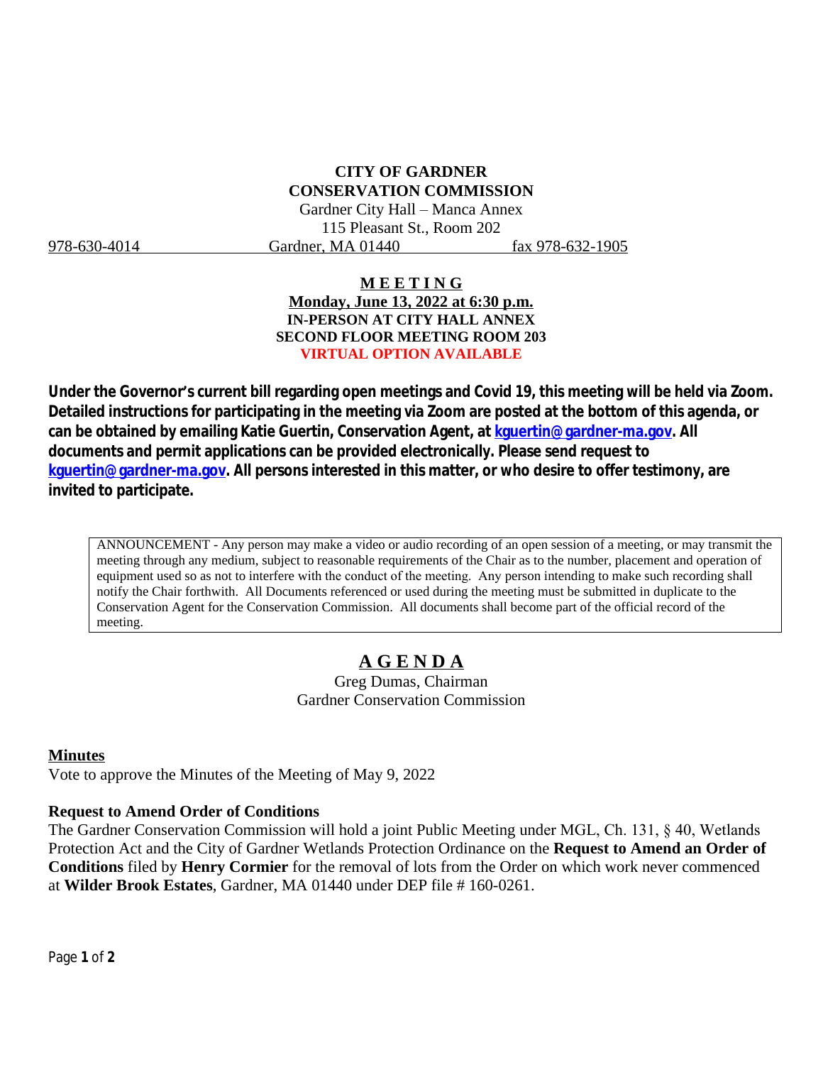**CITY OF GARDNER**
**CONSERVATION COMMISSION**

Gardner City Hall – Manca Annex
115 Pleasant St., Room 202

978-630-4014 Gardner, MA 01440 fax 978-632-1905

## M E E T I N G

**Monday, June 13, 2022 at 6:30 p.m.**
**IN-PERSON AT CITY HALL ANNEX**
**SECOND FLOOR MEETING ROOM 203**
**VIRTUAL OPTION AVAILABLE**

**Under the Governor's current bill regarding open meetings and Covid 19, this meeting will be held via Zoom. Detailed instructions for participating in the meeting via Zoom are posted at the bottom of this agenda, or can be obtained by emailing Katie Guertin, Conservation Agent, at kguertin@gardner-ma.gov. All documents and permit applications can be provided electronically. Please send request to kguertin@gardner-ma.gov. All persons interested in this matter, or who desire to offer testimony, are invited to participate.**

ANNOUNCEMENT - Any person may make a video or audio recording of an open session of a meeting, or may transmit the meeting through any medium, subject to reasonable requirements of the Chair as to the number, placement and operation of equipment used so as not to interfere with the conduct of the meeting. Any person intending to make such recording shall notify the Chair forthwith. All Documents referenced or used during the meeting must be submitted in duplicate to the Conservation Agent for the Conservation Commission. All documents shall become part of the official record of the meeting.

## A G E N D A

Greg Dumas, Chairman
Gardner Conservation Commission

### Minutes

Vote to approve the Minutes of the Meeting of May 9, 2022

### Request to Amend Order of Conditions

The Gardner Conservation Commission will hold a joint Public Meeting under MGL, Ch. 131, § 40, Wetlands Protection Act and the City of Gardner Wetlands Protection Ordinance on the **Request to Amend an Order of Conditions** filed by **Henry Cormier** for the removal of lots from the Order on which work never commenced at **Wilder Brook Estates**, Gardner, MA 01440 under DEP file # 160-0261.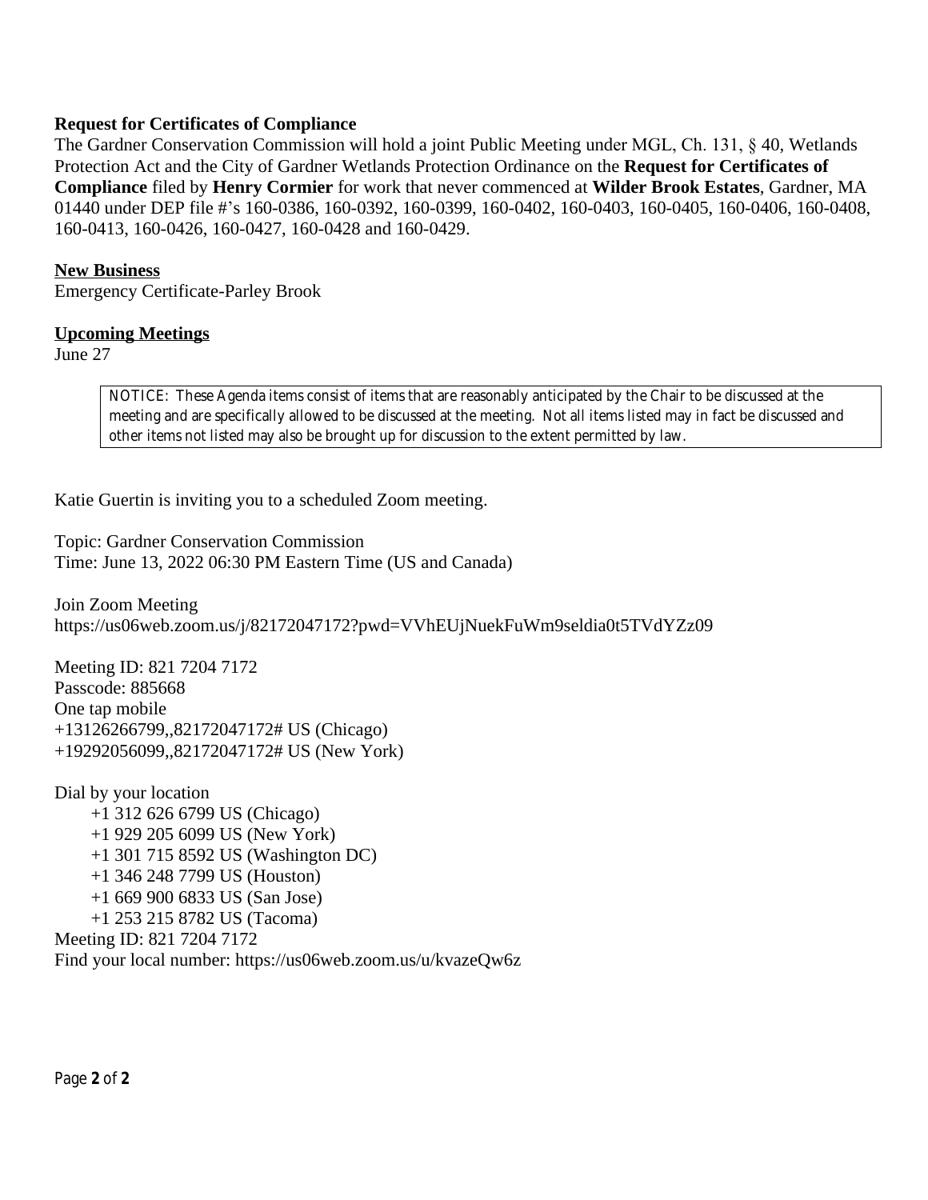**Request for Certificates of Compliance**

The Gardner Conservation Commission will hold a joint Public Meeting under MGL, Ch. 131, § 40, Wetlands Protection Act and the City of Gardner Wetlands Protection Ordinance on the **Request for Certificates of Compliance** filed by **Henry Cormier** for work that never commenced at **Wilder Brook Estates**, Gardner, MA 01440 under DEP file #'s 160-0386, 160-0392, 160-0399, 160-0402, 160-0403, 160-0405, 160-0406, 160-0408, 160-0413, 160-0426, 160-0427, 160-0428 and 160-0429.

**New Business**

Emergency Certificate-Parley Brook

**Upcoming Meetings**

June 27

> NOTICE: These Agenda items consist of items that are reasonably anticipated by the Chair to be discussed at the meeting and are specifically allowed to be discussed at the meeting. Not all items listed may in fact be discussed and other items not listed may also be brought up for discussion to the extent permitted by law.

Katie Guertin is inviting you to a scheduled Zoom meeting.

Topic: Gardner Conservation Commission
Time: June 13, 2022 06:30 PM Eastern Time (US and Canada)

Join Zoom Meeting
https://us06web.zoom.us/j/82172047172?pwd=VVhEUjNuekFuWm9seldia0t5TVdYZz09

Meeting ID: 821 7204 7172
Passcode: 885668
One tap mobile
+13126266799,,82172047172# US (Chicago)
+19292056099,,82172047172# US (New York)

Dial by your location
- +1 312 626 6799 US (Chicago)
- +1 929 205 6099 US (New York)
- +1 301 715 8592 US (Washington DC)
- +1 346 248 7799 US (Houston)
- +1 669 900 6833 US (San Jose)
- +1 253 215 8782 US (Tacoma)

Meeting ID: 821 7204 7172
Find your local number: https://us06web.zoom.us/u/kvazeQw6z